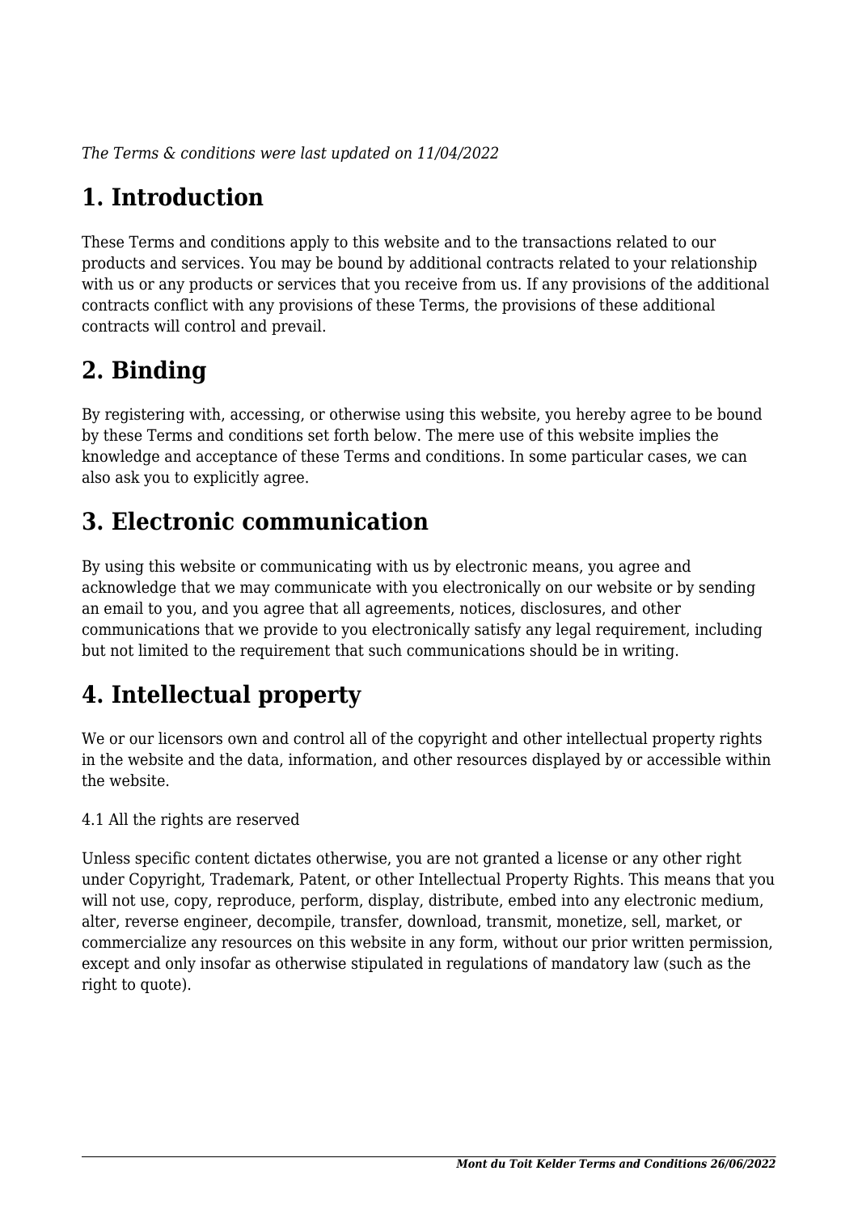*The Terms & conditions were last updated on 11/04/2022*

# 1. Introduction

These Terms and conditions apply to this website and to the transactions related to our products and services. You may be bound by additional contracts related to your relationship with us or any products or services that you receive from us. If any provisions of the additional contracts conflict with any provisions of these Terms, the provisions of these additional contracts will control and prevail.

# 2. Binding

By registering with, accessing, or otherwise using this website, you hereby agree to be bound by these Terms and conditions set forth below. The mere use of this website implies the knowledge and acceptance of these Terms and conditions. In some particular cases, we can also ask you to explicitly agree.

# 3. Electronic communication

By using this website or communicating with us by electronic means, you agree and acknowledge that we may communicate with you electronically on our website or by sending an email to you, and you agree that all agreements, notices, disclosures, and other communications that we provide to you electronically satisfy any legal requirement, including but not limited to the requirement that such communications should be in writing.

# 4. Intellectual property

We or our licensors own and control all of the copyright and other intellectual property rights in the website and the data, information, and other resources displayed by or accessible within the website.

4.1 All the rights are reserved

Unless specific content dictates otherwise, you are not granted a license or any other right under Copyright, Trademark, Patent, or other Intellectual Property Rights. This means that you will not use, copy, reproduce, perform, display, distribute, embed into any electronic medium, alter, reverse engineer, decompile, transfer, download, transmit, monetize, sell, market, or commercialize any resources on this website in any form, without our prior written permission, except and only insofar as otherwise stipulated in regulations of mandatory law (such as the right to quote).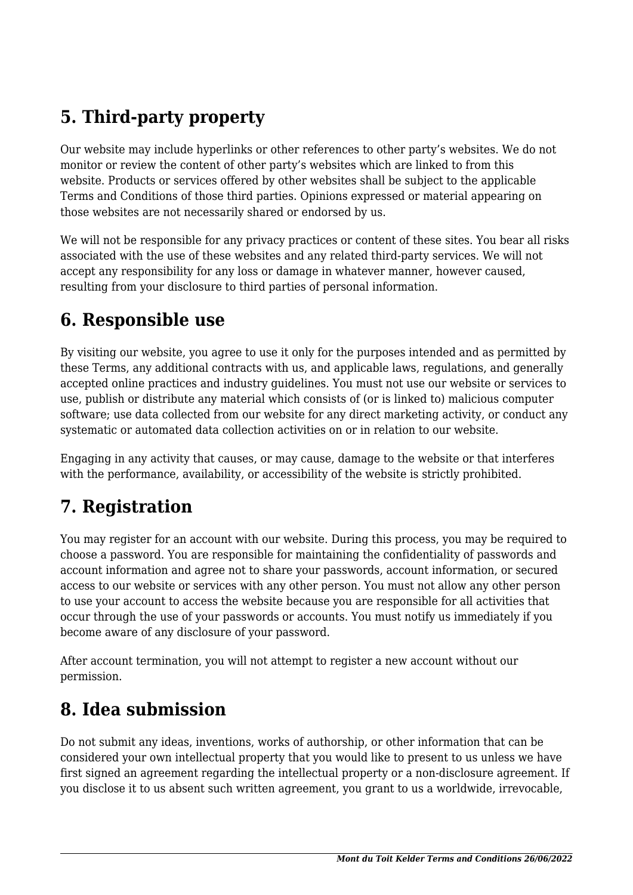## 5. Third-party property

Our website may include hyperlinks or other references to other party's websites. We do not monitor or review the content of other party's websites which are linked to from this website. Products or services offered by other websites shall be subject to the applicable Terms and Conditions of those third parties. Opinions expressed or material appearing on those websites are not necessarily shared or endorsed by us.

We will not be responsible for any privacy practices or content of these sites. You bear all risks associated with the use of these websites and any related third-party services. We will not accept any responsibility for any loss or damage in whatever manner, however caused, resulting from your disclosure to third parties of personal information.

## 6. Responsible use

By visiting our website, you agree to use it only for the purposes intended and as permitted by these Terms, any additional contracts with us, and applicable laws, regulations, and generally accepted online practices and industry guidelines. You must not use our website or services to use, publish or distribute any material which consists of (or is linked to) malicious computer software; use data collected from our website for any direct marketing activity, or conduct any systematic or automated data collection activities on or in relation to our website.

Engaging in any activity that causes, or may cause, damage to the website or that interferes with the performance, availability, or accessibility of the website is strictly prohibited.

## 7. Registration

You may register for an account with our website. During this process, you may be required to choose a password. You are responsible for maintaining the confidentiality of passwords and account information and agree not to share your passwords, account information, or secured access to our website or services with any other person. You must not allow any other person to use your account to access the website because you are responsible for all activities that occur through the use of your passwords or accounts. You must notify us immediately if you become aware of any disclosure of your password.

After account termination, you will not attempt to register a new account without our permission.

## 8. Idea submission

Do not submit any ideas, inventions, works of authorship, or other information that can be considered your own intellectual property that you would like to present to us unless we have first signed an agreement regarding the intellectual property or a non-disclosure agreement. If you disclose it to us absent such written agreement, you grant to us a worldwide, irrevocable,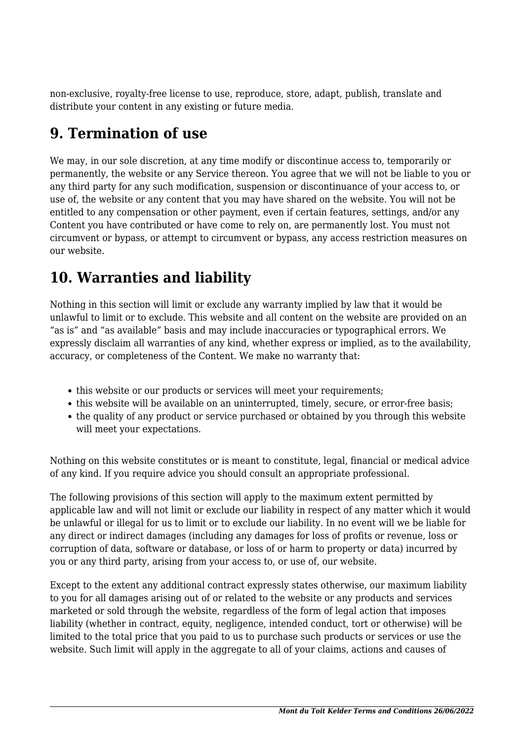non-exclusive, royalty-free license to use, reproduce, store, adapt, publish, translate and distribute your content in any existing or future media.

## 9. Termination of use

We may, in our sole discretion, at any time modify or discontinue access to, temporarily or permanently, the website or any Service thereon. You agree that we will not be liable to you or any third party for any such modification, suspension or discontinuance of your access to, or use of, the website or any content that you may have shared on the website. You will not be entitled to any compensation or other payment, even if certain features, settings, and/or any Content you have contributed or have come to rely on, are permanently lost. You must not circumvent or bypass, or attempt to circumvent or bypass, any access restriction measures on our website.

## 10. Warranties and liability

Nothing in this section will limit or exclude any warranty implied by law that it would be unlawful to limit or to exclude. This website and all content on the website are provided on an "as is" and "as available" basis and may include inaccuracies or typographical errors. We expressly disclaim all warranties of any kind, whether express or implied, as to the availability, accuracy, or completeness of the Content. We make no warranty that:

- this website or our products or services will meet your requirements;
- this website will be available on an uninterrupted, timely, secure, or error-free basis;
- the quality of any product or service purchased or obtained by you through this website will meet your expectations.

Nothing on this website constitutes or is meant to constitute, legal, financial or medical advice of any kind. If you require advice you should consult an appropriate professional.

The following provisions of this section will apply to the maximum extent permitted by applicable law and will not limit or exclude our liability in respect of any matter which it would be unlawful or illegal for us to limit or to exclude our liability. In no event will we be liable for any direct or indirect damages (including any damages for loss of profits or revenue, loss or corruption of data, software or database, or loss of or harm to property or data) incurred by you or any third party, arising from your access to, or use of, our website.

Except to the extent any additional contract expressly states otherwise, our maximum liability to you for all damages arising out of or related to the website or any products and services marketed or sold through the website, regardless of the form of legal action that imposes liability (whether in contract, equity, negligence, intended conduct, tort or otherwise) will be limited to the total price that you paid to us to purchase such products or services or use the website. Such limit will apply in the aggregate to all of your claims, actions and causes of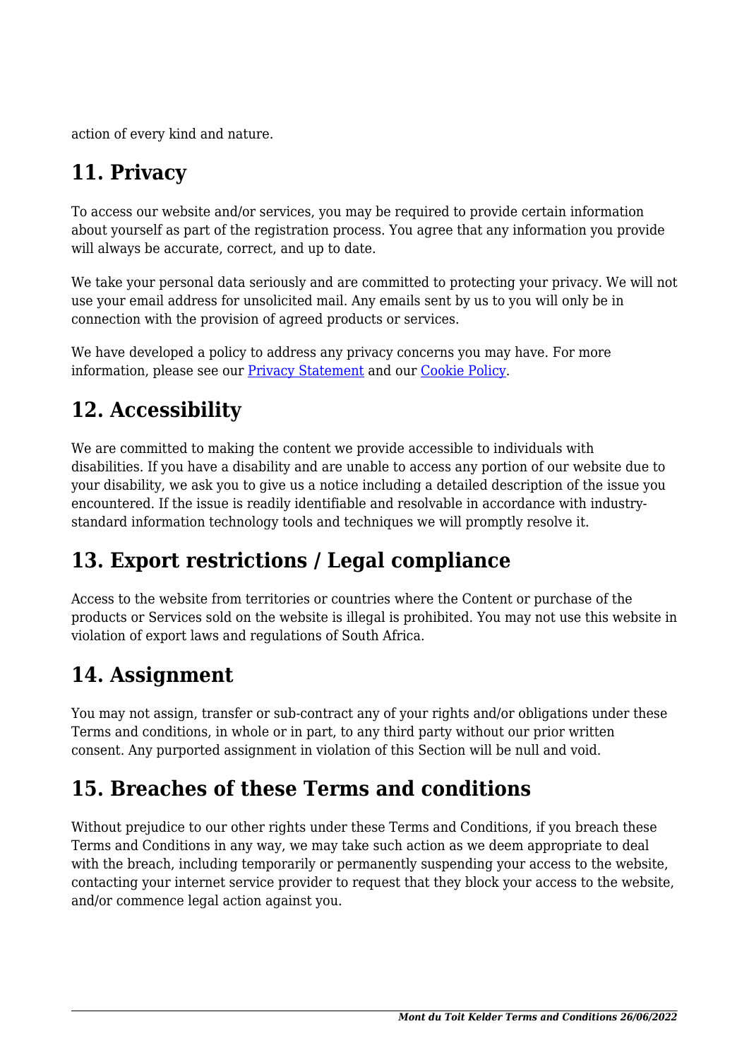action of every kind and nature.

## 11. Privacy

To access our website and/or services, you may be required to provide certain information about yourself as part of the registration process. You agree that any information you provide will always be accurate, correct, and up to date.

We take your personal data seriously and are committed to protecting your privacy. We will not use your email address for unsolicited mail. Any emails sent by us to you will only be in connection with the provision of agreed products or services.

We have developed a policy to address any privacy concerns you may have. For more information, please see our Privacy Statement and our Cookie Policy.

## 12. Accessibility

We are committed to making the content we provide accessible to individuals with disabilities. If you have a disability and are unable to access any portion of our website due to your disability, we ask you to give us a notice including a detailed description of the issue you encountered. If the issue is readily identifiable and resolvable in accordance with industry-standard information technology tools and techniques we will promptly resolve it.

## 13. Export restrictions / Legal compliance

Access to the website from territories or countries where the Content or purchase of the products or Services sold on the website is illegal is prohibited. You may not use this website in violation of export laws and regulations of South Africa.

## 14. Assignment

You may not assign, transfer or sub-contract any of your rights and/or obligations under these Terms and conditions, in whole or in part, to any third party without our prior written consent. Any purported assignment in violation of this Section will be null and void.

## 15. Breaches of these Terms and conditions

Without prejudice to our other rights under these Terms and Conditions, if you breach these Terms and Conditions in any way, we may take such action as we deem appropriate to deal with the breach, including temporarily or permanently suspending your access to the website, contacting your internet service provider to request that they block your access to the website, and/or commence legal action against you.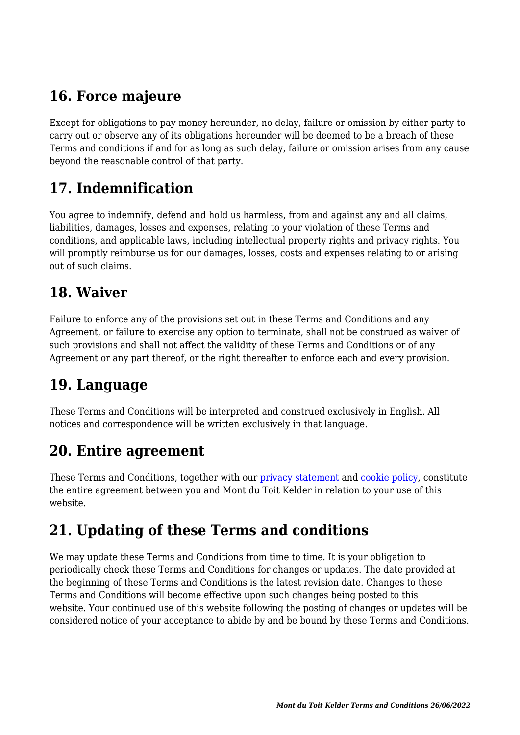## 16. Force majeure

Except for obligations to pay money hereunder, no delay, failure or omission by either party to carry out or observe any of its obligations hereunder will be deemed to be a breach of these Terms and conditions if and for as long as such delay, failure or omission arises from any cause beyond the reasonable control of that party.

## 17. Indemnification

You agree to indemnify, defend and hold us harmless, from and against any and all claims, liabilities, damages, losses and expenses, relating to your violation of these Terms and conditions, and applicable laws, including intellectual property rights and privacy rights. You will promptly reimburse us for our damages, losses, costs and expenses relating to or arising out of such claims.

## 18. Waiver

Failure to enforce any of the provisions set out in these Terms and Conditions and any Agreement, or failure to exercise any option to terminate, shall not be construed as waiver of such provisions and shall not affect the validity of these Terms and Conditions or of any Agreement or any part thereof, or the right thereafter to enforce each and every provision.

## 19. Language

These Terms and Conditions will be interpreted and construed exclusively in English. All notices and correspondence will be written exclusively in that language.

## 20. Entire agreement

These Terms and Conditions, together with our privacy statement and cookie policy, constitute the entire agreement between you and Mont du Toit Kelder in relation to your use of this website.

## 21. Updating of these Terms and conditions

We may update these Terms and Conditions from time to time. It is your obligation to periodically check these Terms and Conditions for changes or updates. The date provided at the beginning of these Terms and Conditions is the latest revision date. Changes to these Terms and Conditions will become effective upon such changes being posted to this website. Your continued use of this website following the posting of changes or updates will be considered notice of your acceptance to abide by and be bound by these Terms and Conditions.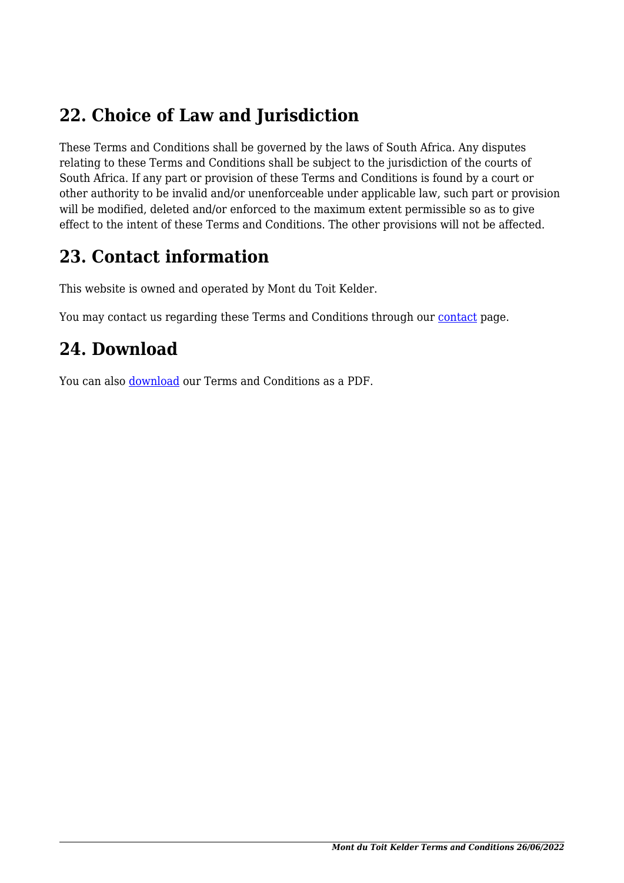## 22. Choice of Law and Jurisdiction

These Terms and Conditions shall be governed by the laws of South Africa. Any disputes relating to these Terms and Conditions shall be subject to the jurisdiction of the courts of South Africa. If any part or provision of these Terms and Conditions is found by a court or other authority to be invalid and/or unenforceable under applicable law, such part or provision will be modified, deleted and/or enforced to the maximum extent permissible so as to give effect to the intent of these Terms and Conditions. The other provisions will not be affected.

## 23. Contact information

This website is owned and operated by Mont du Toit Kelder.

You may contact us regarding these Terms and Conditions through our contact page.

## 24. Download

You can also download our Terms and Conditions as a PDF.